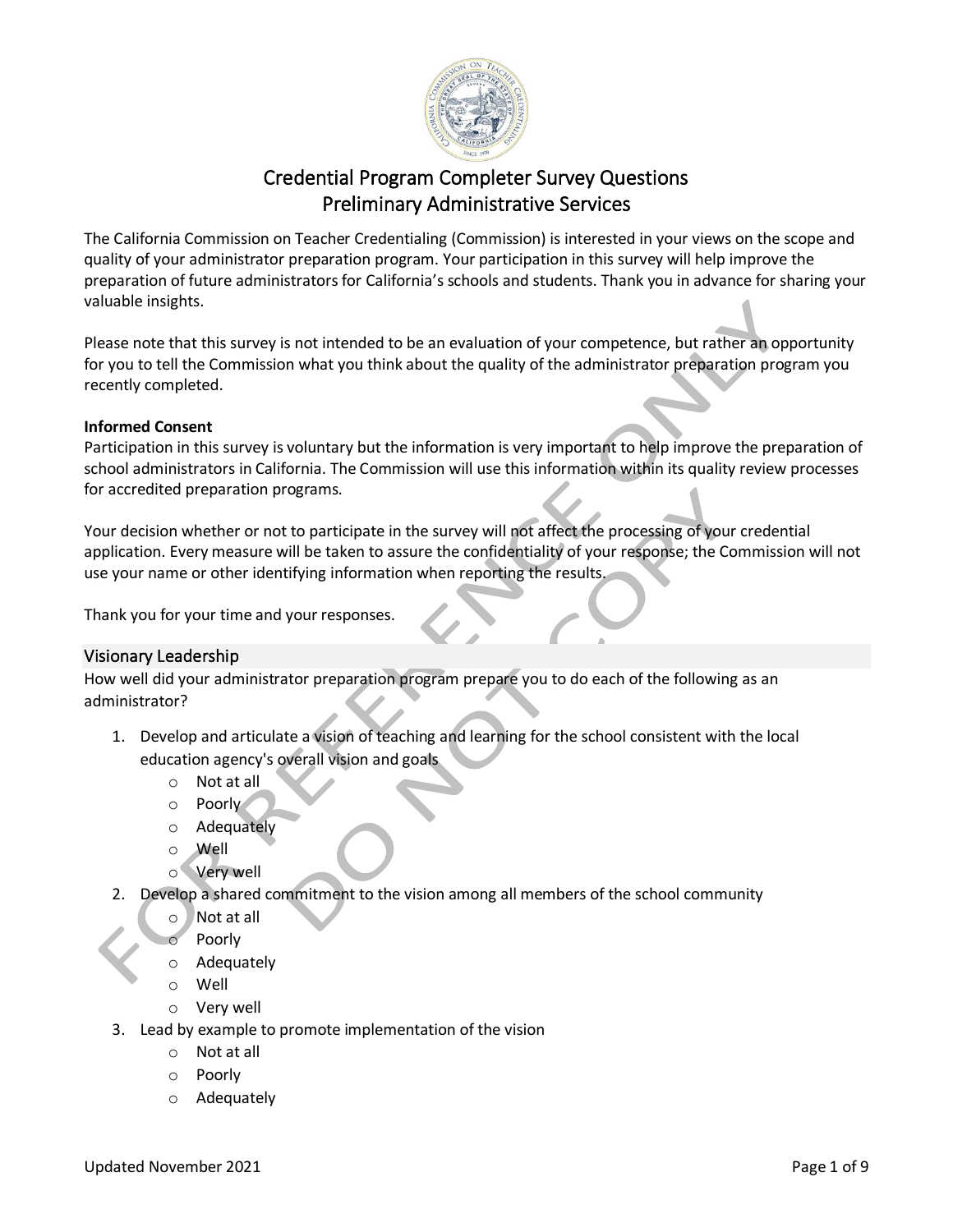# Credential Program Completer Survey Questions
# Preliminary Administrative Services

The California Commission on Teacher Credentialing (Commission) is interested in your views on the scope and quality of your administrator preparation program. Your participation in this survey will help improve the preparation of future administrators for California's schools and students. Thank you in advance for sharing your valuable insights.

Please note that this survey is not intended to be an evaluation of your competence, but rather an opportunity for you to tell the Commission what you think about the quality of the administrator preparation program you recently completed.

**Informed Consent**
Participation in this survey is voluntary but the information is very important to help improve the preparation of school administrators in California. The Commission will use this information within its quality review processes for accredited preparation programs.

Your decision whether or not to participate in the survey will not affect the processing of your credential application. Every measure will be taken to assure the confidentiality of your response; the Commission will not use your name or other identifying information when reporting the results.

Thank you for your time and your responses.

## Visionary Leadership

How well did your administrator preparation program prepare you to do each of the following as an administrator?

1. Develop and articulate a vision of teaching and learning for the school consistent with the local education agency's overall vision and goals
   - Not at all
   - Poorly
   - Adequately
   - Well
   - Very well
2. Develop a shared commitment to the vision among all members of the school community
   - Not at all
   - Poorly
   - Adequately
   - Well
   - Very well
3. Lead by example to promote implementation of the vision
   - Not at all
   - Poorly
   - Adequately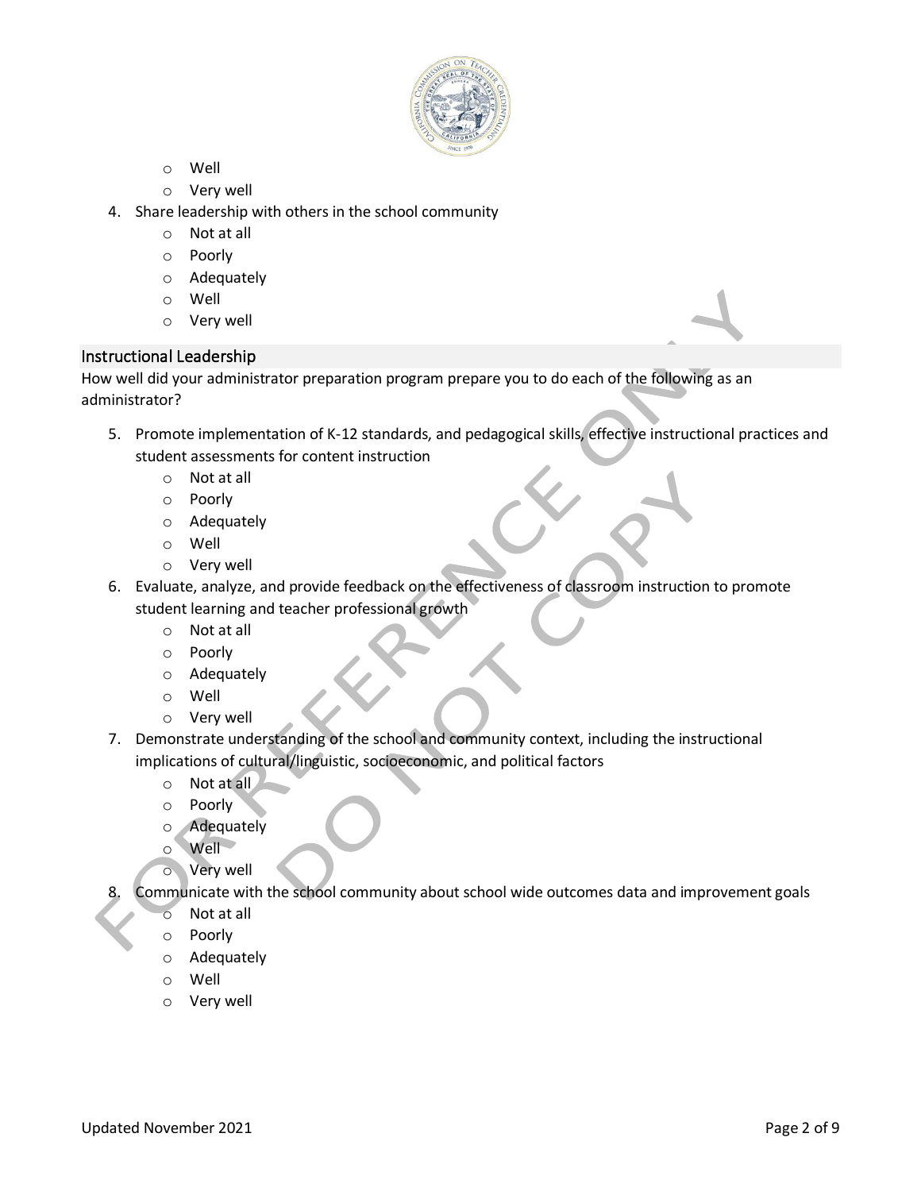- Well
- Very well

4. Share leadership with others in the school community
    - Not at all
    - Poorly
    - Adequately
    - Well
    - Very well

## Instructional Leadership

How well did your administrator preparation program prepare you to do each of the following as an administrator?

5. Promote implementation of K-12 standards, and pedagogical skills, effective instructional practices and student assessments for content instruction
    - Not at all
    - Poorly
    - Adequately
    - Well
    - Very well
6. Evaluate, analyze, and provide feedback on the effectiveness of classroom instruction to promote student learning and teacher professional growth
    - Not at all
    - Poorly
    - Adequately
    - Well
    - Very well
7. Demonstrate understanding of the school and community context, including the instructional implications of cultural/linguistic, socioeconomic, and political factors
    - Not at all
    - Poorly
    - Adequately
    - Well
    - Very well
8. Communicate with the school community about school wide outcomes data and improvement goals
    - Not at all
    - Poorly
    - Adequately
    - Well
    - Very well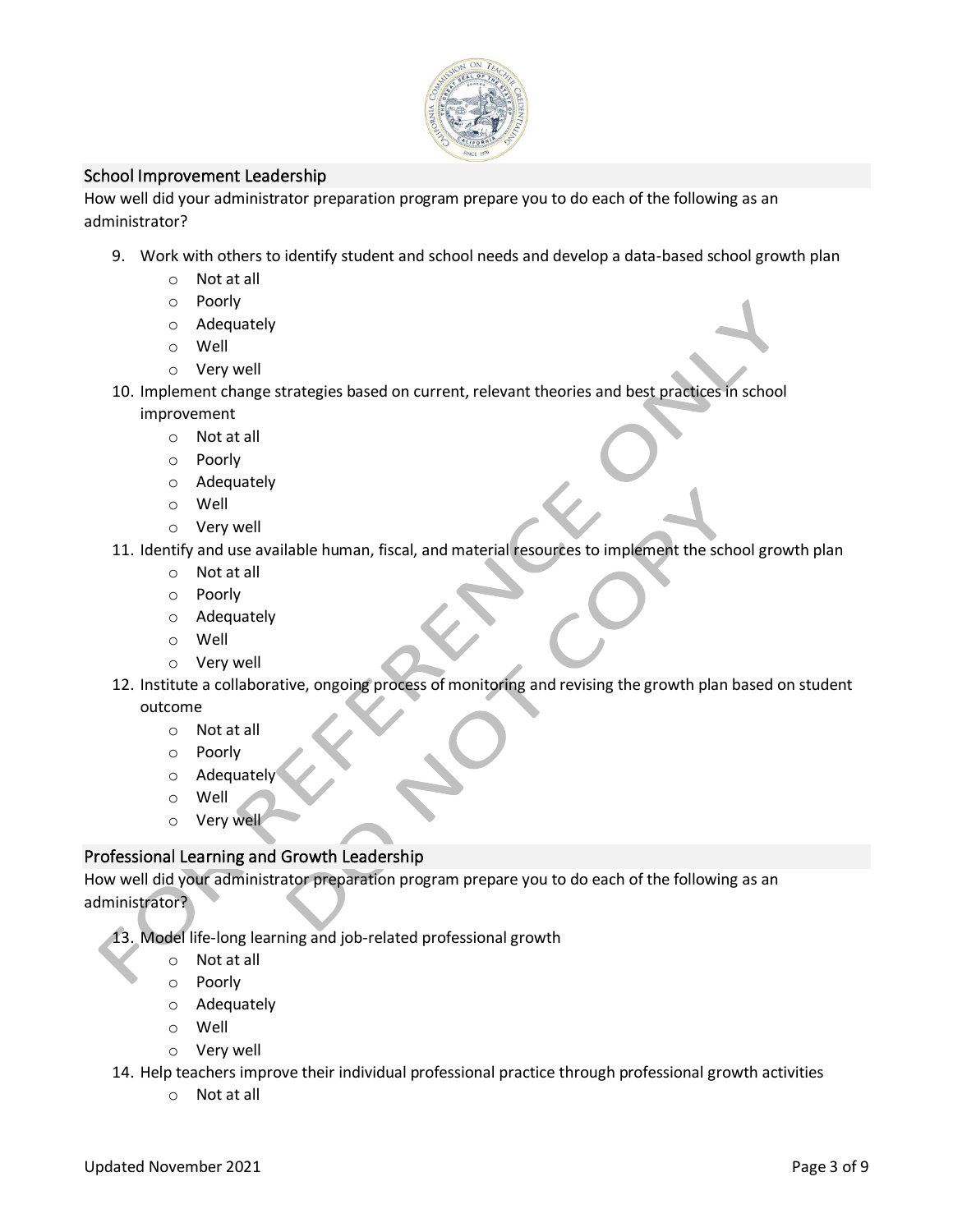## School Improvement Leadership

How well did your administrator preparation program prepare you to do each of the following as an administrator?

9. Work with others to identify student and school needs and develop a data-based school growth plan
   - Not at all
   - Poorly
   - Adequately
   - Well
   - Very well
10. Implement change strategies based on current, relevant theories and best practices in school improvement
    - Not at all
    - Poorly
    - Adequately
    - Well
    - Very well
11. Identify and use available human, fiscal, and material resources to implement the school growth plan
    - Not at all
    - Poorly
    - Adequately
    - Well
    - Very well
12. Institute a collaborative, ongoing process of monitoring and revising the growth plan based on student outcome
    - Not at all
    - Poorly
    - Adequately
    - Well
    - Very well

## Professional Learning and Growth Leadership

How well did your administrator preparation program prepare you to do each of the following as an administrator?

13. Model life-long learning and job-related professional growth
    - Not at all
    - Poorly
    - Adequately
    - Well
    - Very well
14. Help teachers improve their individual professional practice through professional growth activities
    - Not at all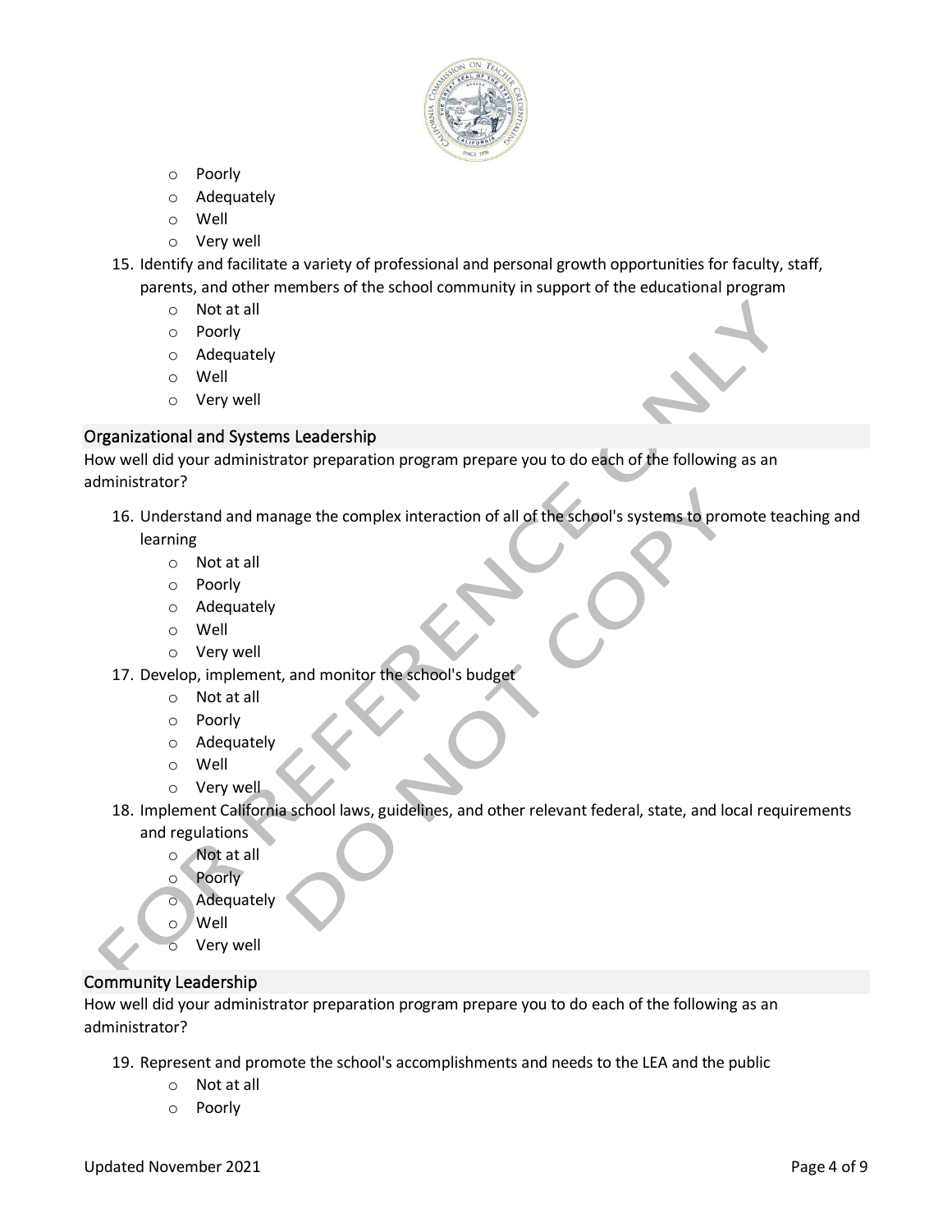- Poorly
- Adequately
- Well
- Very well

15. Identify and facilitate a variety of professional and personal growth opportunities for faculty, staff, parents, and other members of the school community in support of the educational program
    - Not at all
    - Poorly
    - Adequately
    - Well
    - Very well

### Organizational and Systems Leadership

How well did your administrator preparation program prepare you to do each of the following as an administrator?

16. Understand and manage the complex interaction of all of the school's systems to promote teaching and learning
    - Not at all
    - Poorly
    - Adequately
    - Well
    - Very well
17. Develop, implement, and monitor the school's budget
    - Not at all
    - Poorly
    - Adequately
    - Well
    - Very well
18. Implement California school laws, guidelines, and other relevant federal, state, and local requirements and regulations
    - Not at all
    - Poorly
    - Adequately
    - Well
    - Very well

### Community Leadership

How well did your administrator preparation program prepare you to do each of the following as an administrator?

19. Represent and promote the school's accomplishments and needs to the LEA and the public
    - Not at all
    - Poorly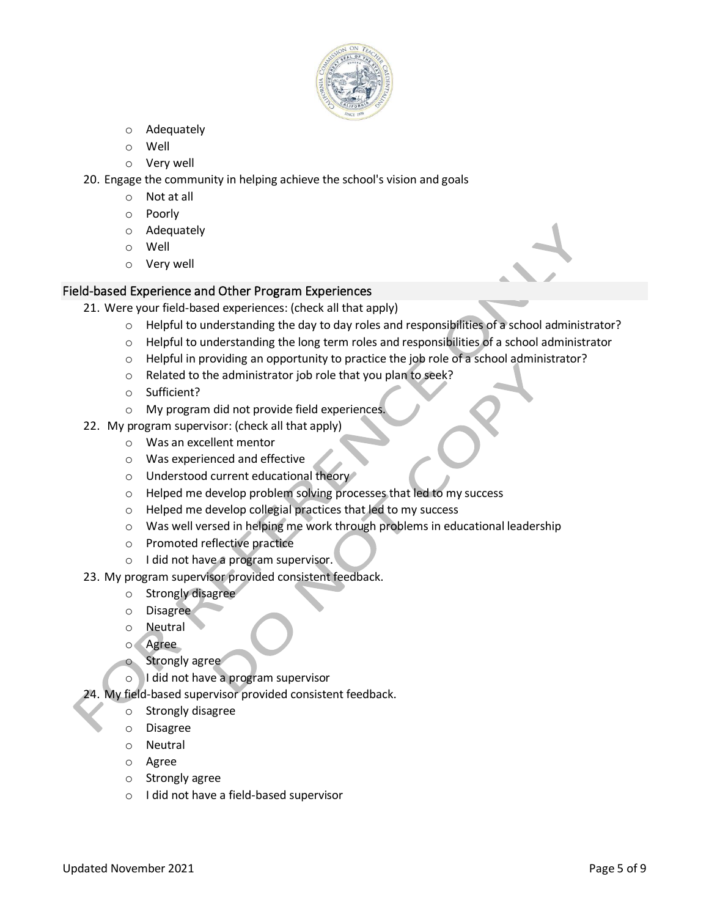- Adequately
- Well
- Very well

20. Engage the community in helping achieve the school's vision and goals
    - Not at all
    - Poorly
    - Adequately
    - Well
    - Very well

## Field-based Experience and Other Program Experiences

21. Were your field-based experiences: (check all that apply)
    - Helpful to understanding the day to day roles and responsibilities of a school administrator?
    - Helpful to understanding the long term roles and responsibilities of a school administrator
    - Helpful in providing an opportunity to practice the job role of a school administrator?
    - Related to the administrator job role that you plan to seek?
    - Sufficient?
    - My program did not provide field experiences.
22. My program supervisor: (check all that apply)
    - Was an excellent mentor
    - Was experienced and effective
    - Understood current educational theory
    - Helped me develop problem solving processes that led to my success
    - Helped me develop collegial practices that led to my success
    - Was well versed in helping me work through problems in educational leadership
    - Promoted reflective practice
    - I did not have a program supervisor.
23. My program supervisor provided consistent feedback.
    - Strongly disagree
    - Disagree
    - Neutral
    - Agree
    - Strongly agree
    - I did not have a program supervisor
24. My field-based supervisor provided consistent feedback.
    - Strongly disagree
    - Disagree
    - Neutral
    - Agree
    - Strongly agree
    - I did not have a field-based supervisor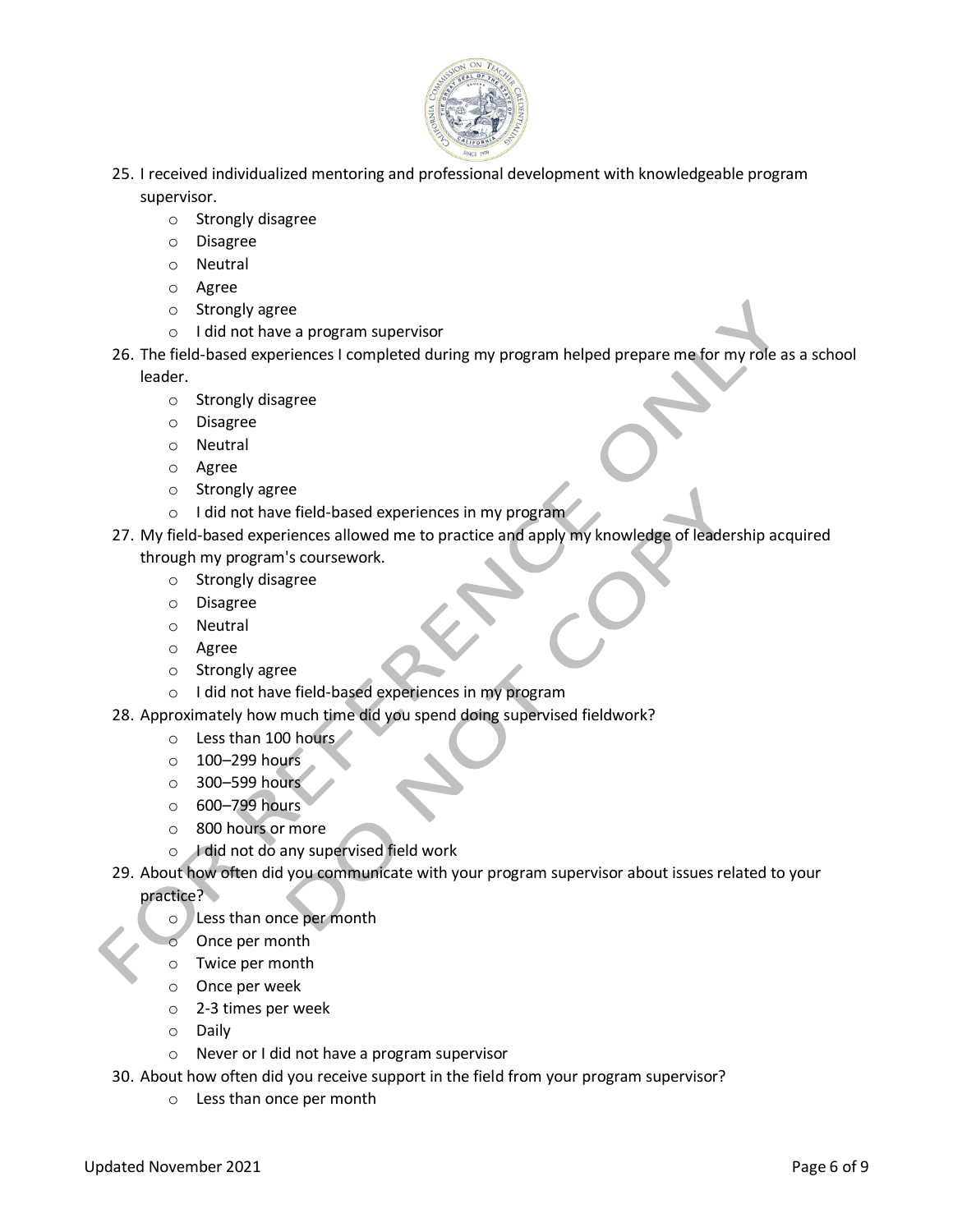25. I received individualized mentoring and professional development with knowledgeable program supervisor.
    - Strongly disagree
    - Disagree
    - Neutral
    - Agree
    - Strongly agree
    - I did not have a program supervisor
26. The field-based experiences I completed during my program helped prepare me for my role as a school leader.
    - Strongly disagree
    - Disagree
    - Neutral
    - Agree
    - Strongly agree
    - I did not have field-based experiences in my program
27. My field-based experiences allowed me to practice and apply my knowledge of leadership acquired through my program's coursework.
    - Strongly disagree
    - Disagree
    - Neutral
    - Agree
    - Strongly agree
    - I did not have field-based experiences in my program
28. Approximately how much time did you spend doing supervised fieldwork?
    - Less than 100 hours
    - 100–299 hours
    - 300–599 hours
    - 600–799 hours
    - 800 hours or more
    - I did not do any supervised field work
29. About how often did you communicate with your program supervisor about issues related to your practice?
    - Less than once per month
    - Once per month
    - Twice per month
    - Once per week
    - 2-3 times per week
    - Daily
    - Never or I did not have a program supervisor
30. About how often did you receive support in the field from your program supervisor?
    - Less than once per month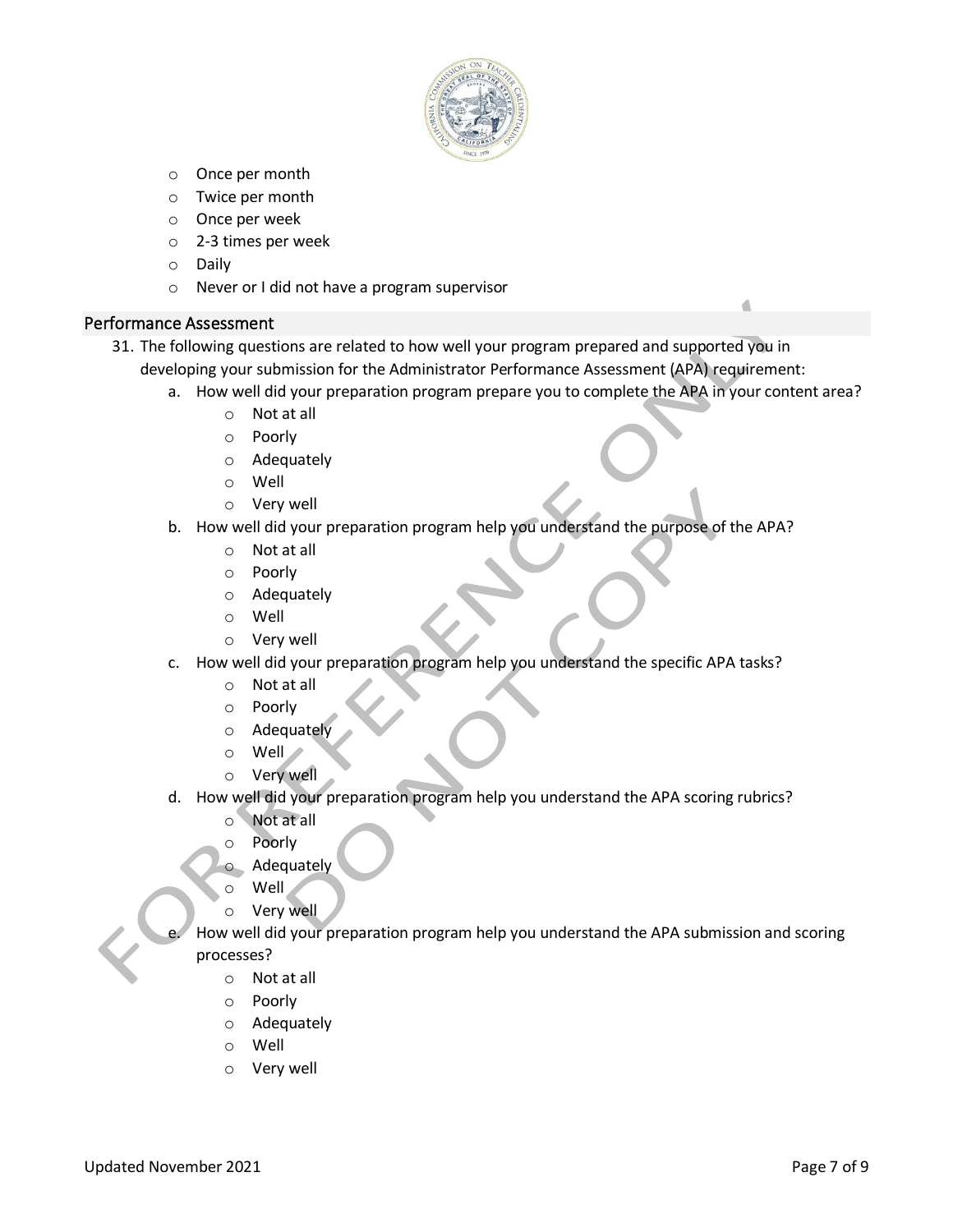- Once per month
- Twice per month
- Once per week
- 2-3 times per week
- Daily
- Never or I did not have a program supervisor

## Performance Assessment

31. The following questions are related to how well your program prepared and supported you in developing your submission for the Administrator Performance Assessment (APA) requirement:
    a. How well did your preparation program prepare you to complete the APA in your content area?
        - Not at all
        - Poorly
        - Adequately
        - Well
        - Very well
    b. How well did your preparation program help you understand the purpose of the APA?
        - Not at all
        - Poorly
        - Adequately
        - Well
        - Very well
    c. How well did your preparation program help you understand the specific APA tasks?
        - Not at all
        - Poorly
        - Adequately
        - Well
        - Very well
    d. How well did your preparation program help you understand the APA scoring rubrics?
        - Not at all
        - Poorly
        - Adequately
        - Well
        - Very well
    e. How well did your preparation program help you understand the APA submission and scoring processes?
        - Not at all
        - Poorly
        - Adequately
        - Well
        - Very well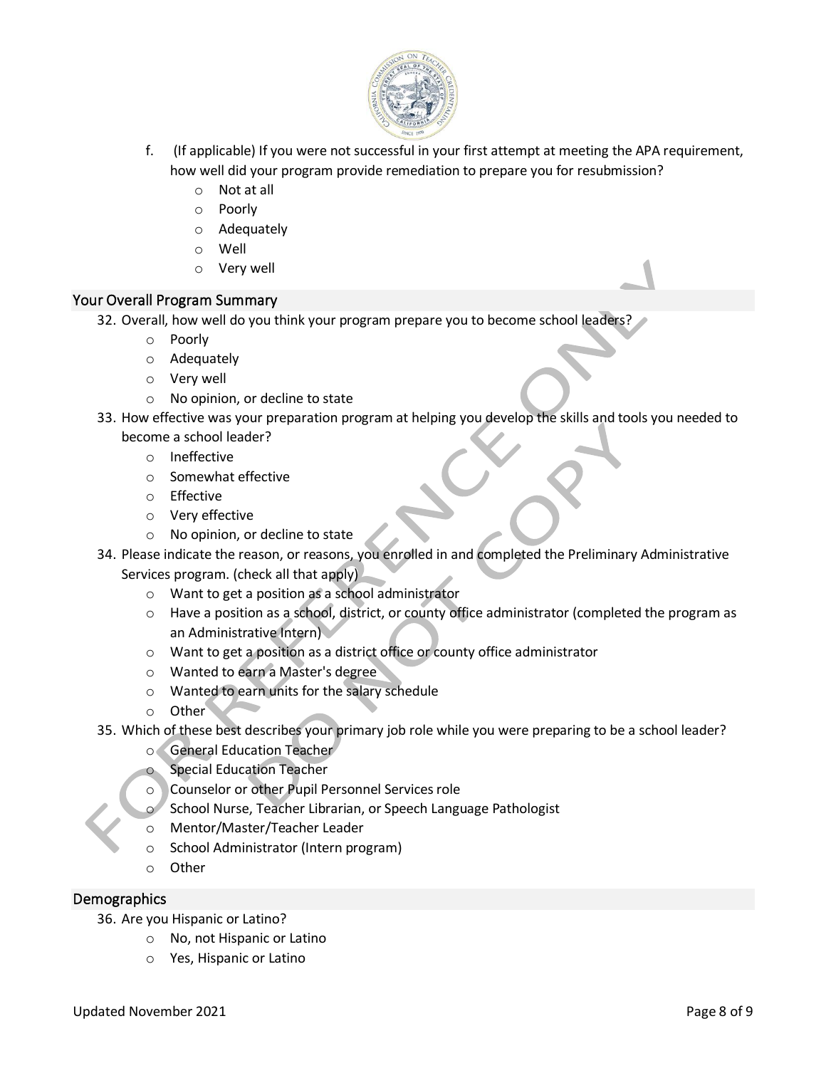f. (If applicable) If you were not successful in your first attempt at meeting the APA requirement, how well did your program provide remediation to prepare you for resubmission?
   - Not at all
   - Poorly
   - Adequately
   - Well
   - Very well

## Your Overall Program Summary

32. Overall, how well do you think your program prepare you to become school leaders?
    - Poorly
    - Adequately
    - Very well
    - No opinion, or decline to state
33. How effective was your preparation program at helping you develop the skills and tools you needed to become a school leader?
    - Ineffective
    - Somewhat effective
    - Effective
    - Very effective
    - No opinion, or decline to state
34. Please indicate the reason, or reasons, you enrolled in and completed the Preliminary Administrative Services program. (check all that apply)
    - Want to get a position as a school administrator
    - Have a position as a school, district, or county office administrator (completed the program as an Administrative Intern)
    - Want to get a position as a district office or county office administrator
    - Wanted to earn a Master's degree
    - Wanted to earn units for the salary schedule
    - Other
35. Which of these best describes your primary job role while you were preparing to be a school leader?
    - General Education Teacher
    - Special Education Teacher
    - Counselor or other Pupil Personnel Services role
    - School Nurse, Teacher Librarian, or Speech Language Pathologist
    - Mentor/Master/Teacher Leader
    - School Administrator (Intern program)
    - Other

## Demographics

36. Are you Hispanic or Latino?
    - No, not Hispanic or Latino
    - Yes, Hispanic or Latino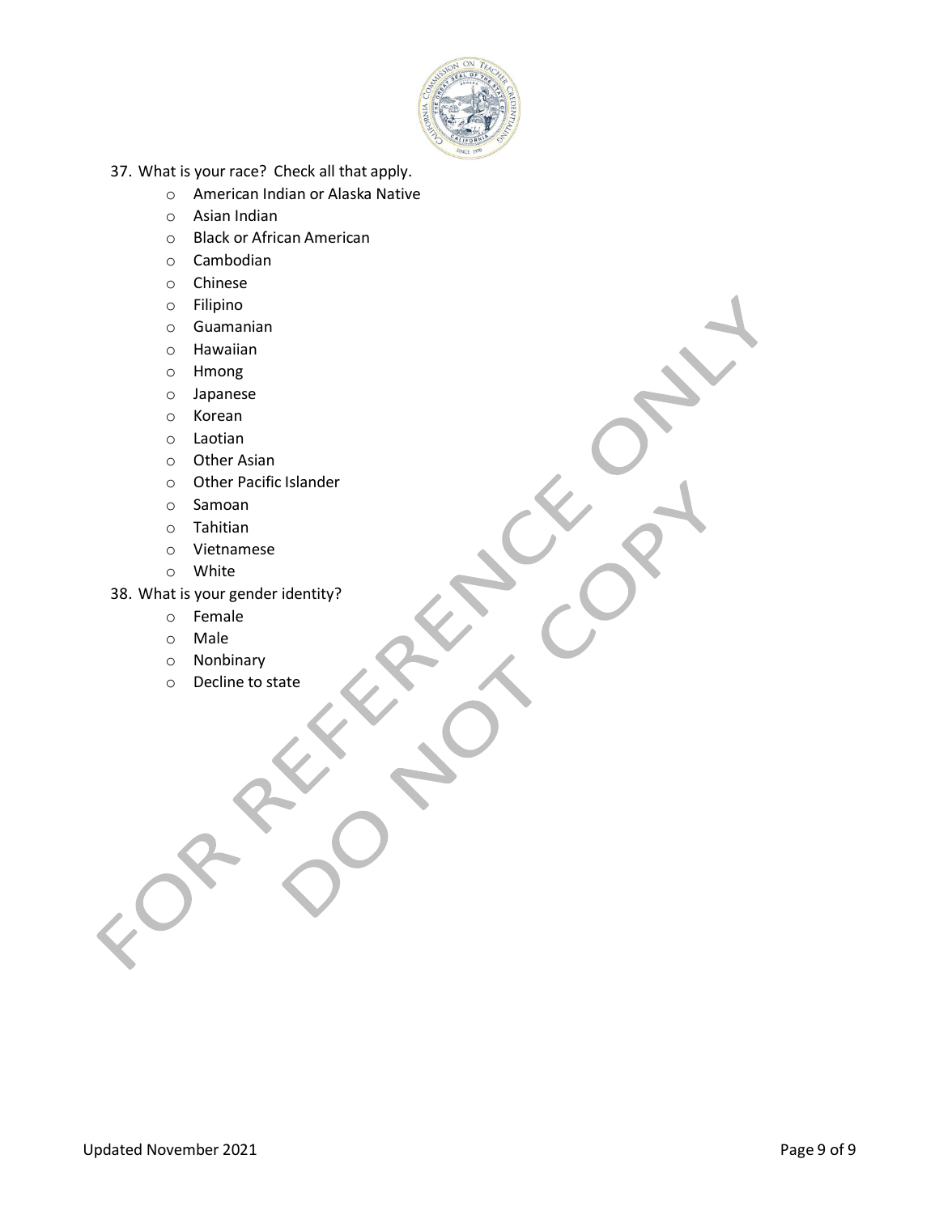37. What is your race? Check all that apply.
    - American Indian or Alaska Native
    - Asian Indian
    - Black or African American
    - Cambodian
    - Chinese
    - Filipino
    - Guamanian
    - Hawaiian
    - Hmong
    - Japanese
    - Korean
    - Laotian
    - Other Asian
    - Other Pacific Islander
    - Samoan
    - Tahitian
    - Vietnamese
    - White
38. What is your gender identity?
    - Female
    - Male
    - Nonbinary
    - Decline to state